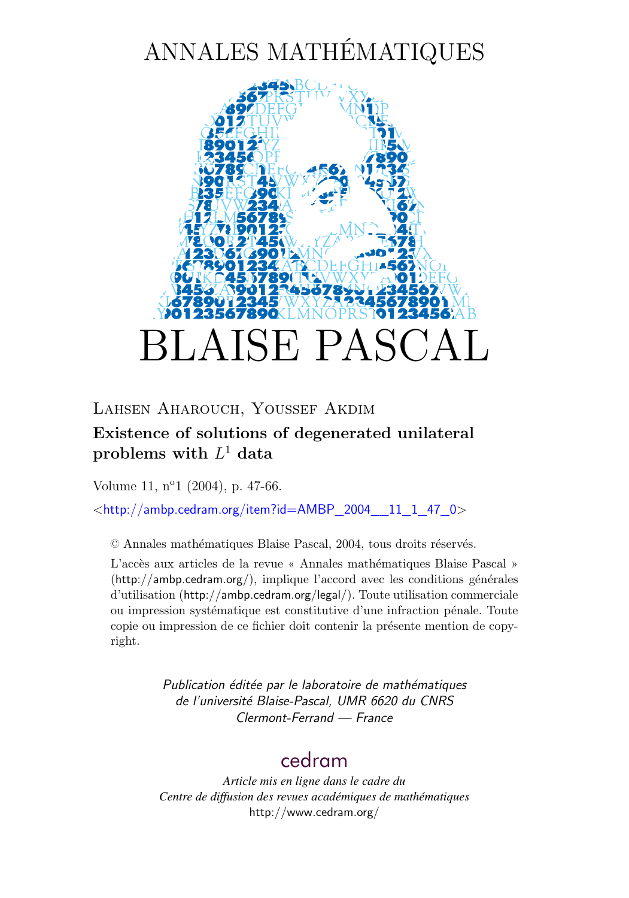# ANNALES MATHÉMATIQUES

# BLAISE PASCAL

Lahsen Aharouch, Youssef Akdim

**Existence of solutions of degenerated unilateral problems with $L^1$ data**

Volume 11, n°1 (2004), p. 47-66.

<http://ambp.cedram.org/item?id=AMBP_2004__11_1_47_0>

© Annales mathématiques Blaise Pascal, 2004, tous droits réservés.

L'accès aux articles de la revue « Annales mathématiques Blaise Pascal » (http://ambp.cedram.org/), implique l'accord avec les conditions générales d'utilisation (http://ambp.cedram.org/legal/). Toute utilisation commerciale ou impression systématique est constitutive d'une infraction pénale. Toute copie ou impression de ce fichier doit contenir la présente mention de copyright.

*Publication éditée par le laboratoire de mathématiques de l'université Blaise-Pascal, UMR 6620 du CNRS Clermont-Ferrand — France*

cedram

*Article mis en ligne dans le cadre du Centre de diffusion des revues académiques de mathématiques*
http://www.cedram.org/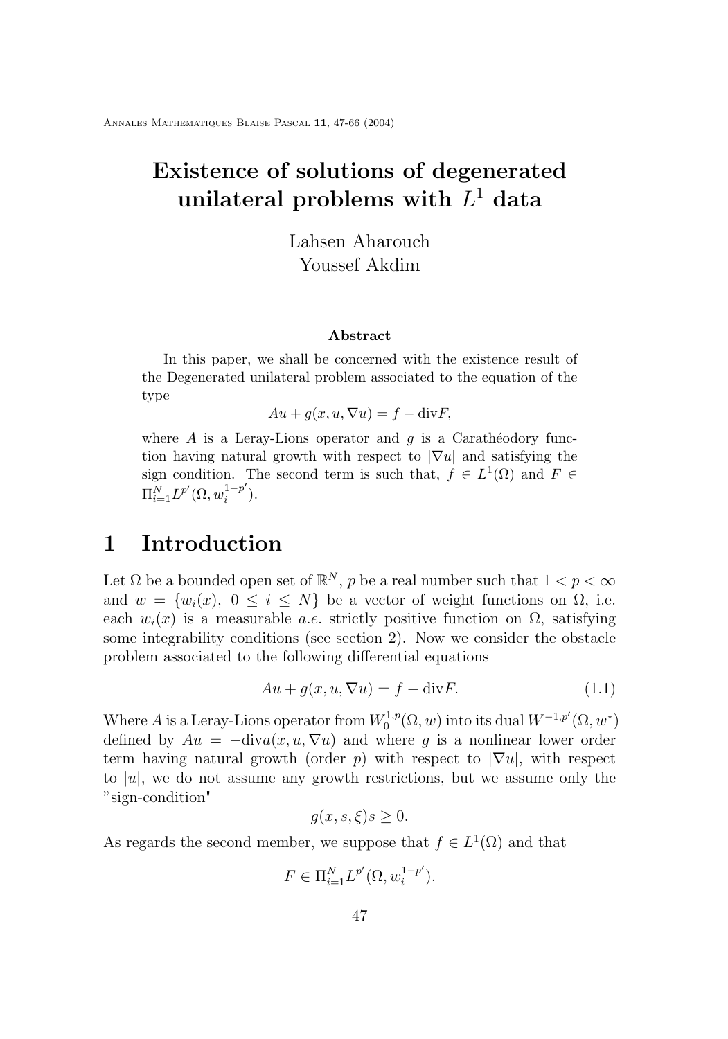# Existence of solutions of degenerated unilateral problems with $L^1$ data

Lahsen Aharouch  
Youssef Akdim

### Abstract

In this paper, we shall be concerned with the existence result of the Degenerated unilateral problem associated to the equation of the type

$$Au + g(x, u, \nabla u) = f - \text{div}F,$$

where $A$ is a Leray-Lions operator and $g$ is a Carathéodory function having natural growth with respect to $|\nabla u|$ and satisfying the sign condition. The second term is such that, $f \in L^1(\Omega)$ and $F \in \Pi_{i=1}^N L^{p'}(\Omega, w_i^{1-p'})$.

# 1 Introduction

Let $\Omega$ be a bounded open set of $\mathbb{R}^N$, $p$ be a real number such that $1 < p < \infty$ and $w = \{w_i(x),\ 0 \leq i \leq N\}$ be a vector of weight functions on $\Omega$, i.e. each $w_i(x)$ is a measurable *a.e.* strictly positive function on $\Omega$, satisfying some integrability conditions (see section 2). Now we consider the obstacle problem associated to the following differential equations

$$Au + g(x, u, \nabla u) = f - \text{div}F. \tag{1.1}$$

Where $A$ is a Leray-Lions operator from $W_0^{1,p}(\Omega, w)$ into its dual $W^{-1,p'}(\Omega, w^*)$ defined by $Au = -\text{div}a(x, u, \nabla u)$ and where $g$ is a nonlinear lower order term having natural growth (order $p$) with respect to $|\nabla u|$, with respect to $|u|$, we do not assume any growth restrictions, but we assume only the "sign-condition"

$$g(x, s, \xi)s \geq 0.$$

As regards the second member, we suppose that $f \in L^1(\Omega)$ and that

$$F \in \Pi_{i=1}^N L^{p'}(\Omega, w_i^{1-p'}).$$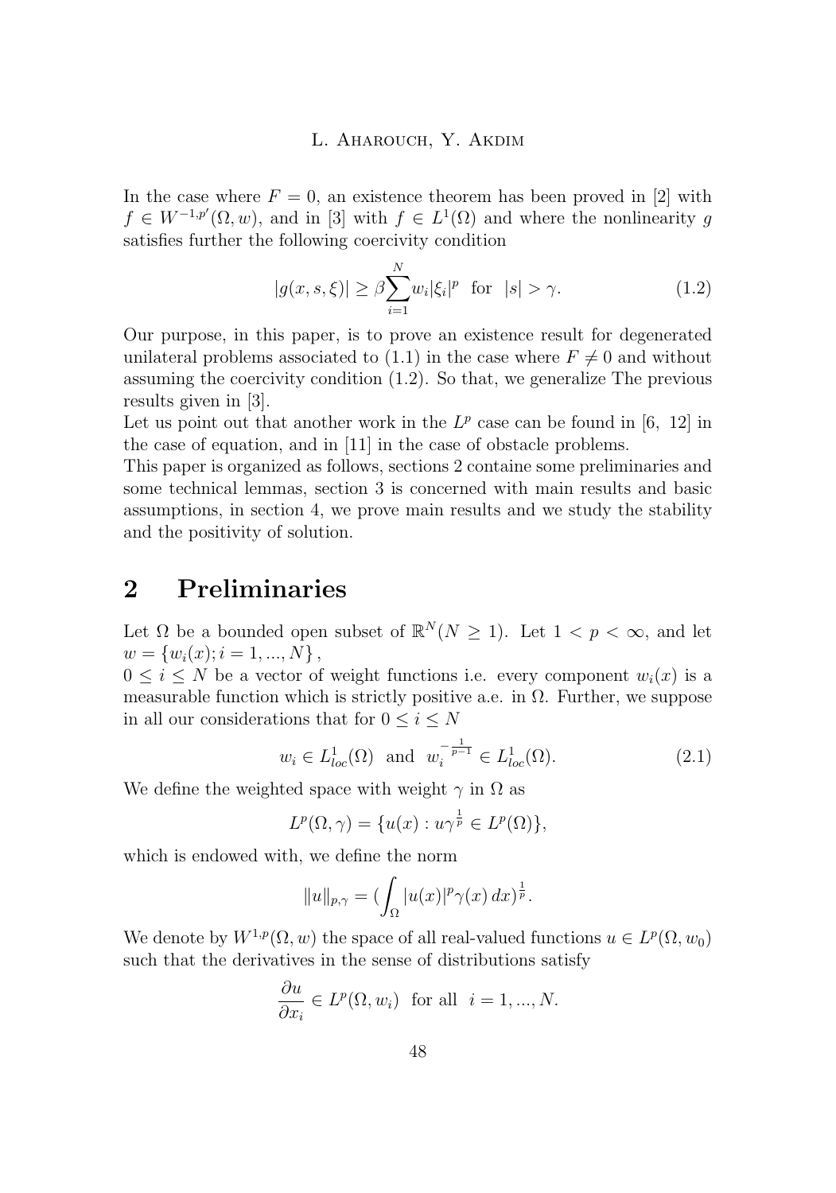In the case where $F = 0$, an existence theorem has been proved in [2] with $f \in W^{-1,p'}(\Omega, w)$, and in [3] with $f \in L^1(\Omega)$ and where the nonlinearity $g$ satisfies further the following coercivity condition

$$|g(x, s, \xi)| \geq \beta \sum_{i=1}^{N} w_i |\xi_i|^p \quad \text{for} \quad |s| > \gamma. \tag{1.2}$$

Our purpose, in this paper, is to prove an existence result for degenerated unilateral problems associated to (1.1) in the case where $F \neq 0$ and without assuming the coercivity condition (1.2). So that, we generalize The previous results given in [3].

Let us point out that another work in the $L^p$ case can be found in [6, 12] in the case of equation, and in [11] in the case of obstacle problems.

This paper is organized as follows, sections 2 containe some preliminaries and some technical lemmas, section 3 is concerned with main results and basic assumptions, in section 4, we prove main results and we study the stability and the positivity of solution.

## 2 Preliminaries

Let $\Omega$ be a bounded open subset of $\mathbb{R}^N (N \geq 1)$. Let $1 < p < \infty$, and let $w = \{w_i(x); i = 1, ..., N\}$,

$0 \leq i \leq N$ be a vector of weight functions i.e. every component $w_i(x)$ is a measurable function which is strictly positive a.e. in $\Omega$. Further, we suppose in all our considerations that for $0 \leq i \leq N$

$$w_i \in L^1_{loc}(\Omega) \quad \text{and} \quad w_i^{-\frac{1}{p-1}} \in L^1_{loc}(\Omega). \tag{2.1}$$

We define the weighted space with weight $\gamma$ in $\Omega$ as

$$L^p(\Omega, \gamma) = \{u(x) : u\gamma^{\frac{1}{p}} \in L^p(\Omega)\},$$

which is endowed with, we define the norm

$$\|u\|_{p,\gamma} = (\int_\Omega |u(x)|^p \gamma(x)\, dx)^{\frac{1}{p}}.$$

We denote by $W^{1,p}(\Omega, w)$ the space of all real-valued functions $u \in L^p(\Omega, w_0)$ such that the derivatives in the sense of distributions satisfy

$$\frac{\partial u}{\partial x_i} \in L^p(\Omega, w_i) \quad \text{for all} \quad i = 1, ..., N.$$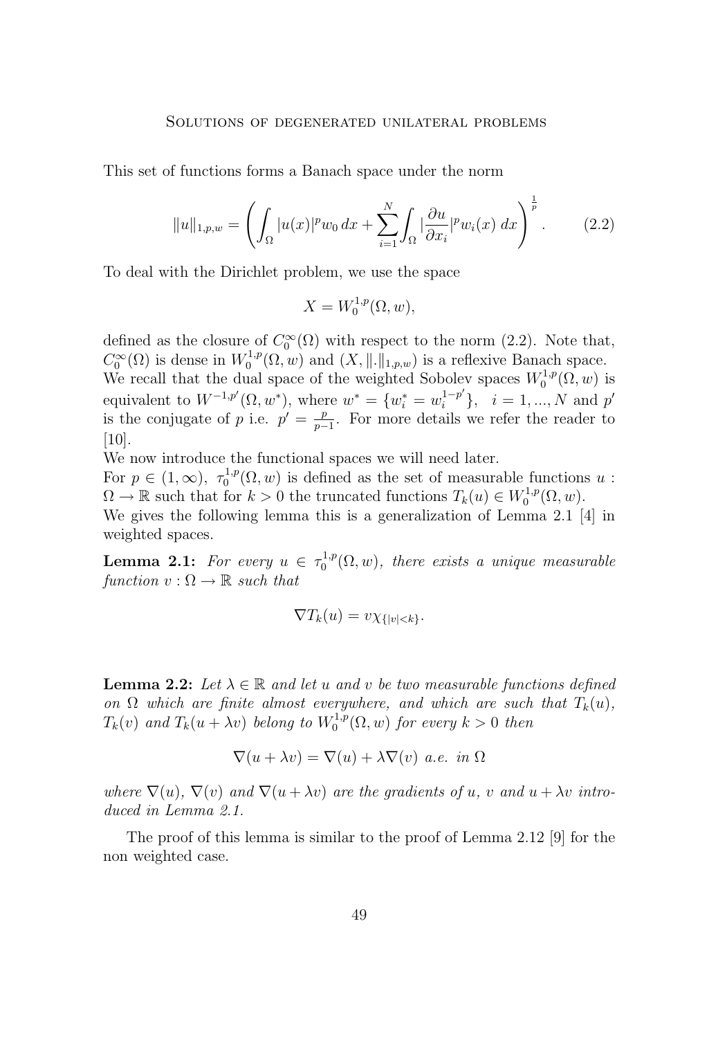This set of functions forms a Banach space under the norm

$$\|u\|_{1,p,w} = \left( \int_\Omega |u(x)|^p w_0 \, dx + \sum_{i=1}^N \int_\Omega |\frac{\partial u}{\partial x_i}|^p w_i(x) \, dx \right)^{\frac{1}{p}}. \qquad (2.2)$$

To deal with the Dirichlet problem, we use the space

$$X = W_0^{1,p}(\Omega, w),$$

defined as the closure of $C_0^\infty(\Omega)$ with respect to the norm (2.2). Note that, $C_0^\infty(\Omega)$ is dense in $W_0^{1,p}(\Omega, w)$ and $(X, \|.\|_{1,p,w})$ is a reflexive Banach space.
We recall that the dual space of the weighted Sobolev spaces $W_0^{1,p}(\Omega, w)$ is equivalent to $W^{-1,p'}(\Omega, w^*)$, where $w^* = \{w_i^* = w_i^{1-p'}\}, \quad i = 1, ..., N$ and $p'$ is the conjugate of $p$ i.e. $p' = \frac{p}{p-1}$. For more details we refer the reader to [10].
We now introduce the functional spaces we will need later.
For $p \in (1, \infty)$, $\tau_0^{1,p}(\Omega, w)$ is defined as the set of measurable functions $u : \Omega \to \mathbb{R}$ such that for $k > 0$ the truncated functions $T_k(u) \in W_0^{1,p}(\Omega, w)$.
We gives the following lemma this is a generalization of Lemma 2.1 [4] in weighted spaces.

**Lemma 2.1:** *For every $u \in \tau_0^{1,p}(\Omega, w)$, there exists a unique measurable function $v : \Omega \to \mathbb{R}$ such that*

$$\nabla T_k(u) = v \chi_{\{|v|<k\}}.$$

**Lemma 2.2:** *Let $\lambda \in \mathbb{R}$ and let $u$ and $v$ be two measurable functions defined on $\Omega$ which are finite almost everywhere, and which are such that $T_k(u)$, $T_k(v)$ and $T_k(u + \lambda v)$ belong to $W_0^{1,p}(\Omega, w)$ for every $k > 0$ then*

$$\nabla(u + \lambda v) = \nabla(u) + \lambda \nabla(v) \ a.e. \ in \ \Omega$$

*where $\nabla(u)$, $\nabla(v)$ and $\nabla(u + \lambda v)$ are the gradients of $u$, $v$ and $u + \lambda v$ introduced in Lemma 2.1.*

The proof of this lemma is similar to the proof of Lemma 2.12 [9] for the non weighted case.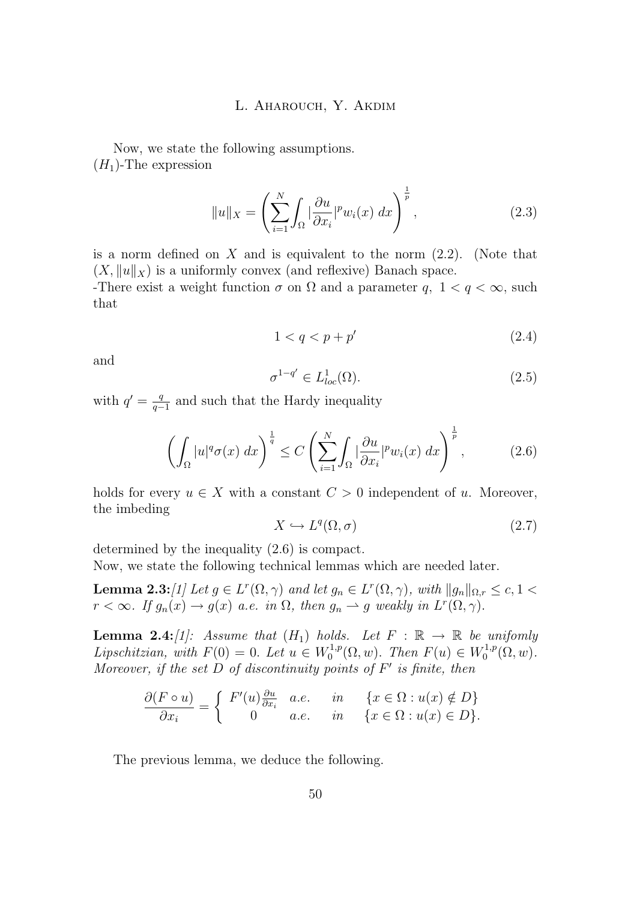Now, we state the following assumptions.
$(H_1)$-The expression

$$\|u\|_X = \left( \sum_{i=1}^{N} \int_\Omega |\frac{\partial u}{\partial x_i}|^p w_i(x)\, dx \right)^{\frac{1}{p}}, \tag{2.3}$$

is a norm defined on $X$ and is equivalent to the norm (2.2). (Note that $(X, \|u\|_X)$ is a uniformly convex (and reflexive) Banach space.
-There exist a weight function $\sigma$ on $\Omega$ and a parameter $q$, $1 < q < \infty$, such that

$$1 < q < p + p' \tag{2.4}$$

and

$$\sigma^{1-q'} \in L^1_{loc}(\Omega). \tag{2.5}$$

with $q' = \frac{q}{q-1}$ and such that the Hardy inequality

$$\left( \int_\Omega |u|^q \sigma(x)\, dx \right)^{\frac{1}{q}} \leq C \left( \sum_{i=1}^{N} \int_\Omega |\frac{\partial u}{\partial x_i}|^p w_i(x)\, dx \right)^{\frac{1}{p}}, \tag{2.6}$$

holds for every $u \in X$ with a constant $C > 0$ independent of $u$. Moreover, the imbeding

$$X \hookrightarrow L^q(\Omega, \sigma) \tag{2.7}$$

determined by the inequality (2.6) is compact.
Now, we state the following technical lemmas which are needed later.

**Lemma 2.3:**[1] *Let $g \in L^r(\Omega, \gamma)$ and let $g_n \in L^r(\Omega, \gamma)$, with $\|g_n\|_{\Omega,r} \leq c, 1 < r < \infty$. If $g_n(x) \to g(x)$ a.e. in $\Omega$, then $g_n \rightharpoonup g$ weakly in $L^r(\Omega, \gamma)$.*

**Lemma 2.4:**[1]: *Assume that $(H_1)$ holds. Let $F : \mathbb{R} \to \mathbb{R}$ be unifomly Lipschitzian, with $F(0) = 0$. Let $u \in W_0^{1,p}(\Omega, w)$. Then $F(u) \in W_0^{1,p}(\Omega, w)$. Moreover, if the set $D$ of discontinuity points of $F'$ is finite, then*

$$\frac{\partial (F \circ u)}{\partial x_i} = \begin{cases} F'(u)\frac{\partial u}{\partial x_i} & a.e. \quad in \quad \{x \in \Omega : u(x) \notin D\} \\ 0 & a.e. \quad in \quad \{x \in \Omega : u(x) \in D\}. \end{cases}$$

The previous lemma, we deduce the following.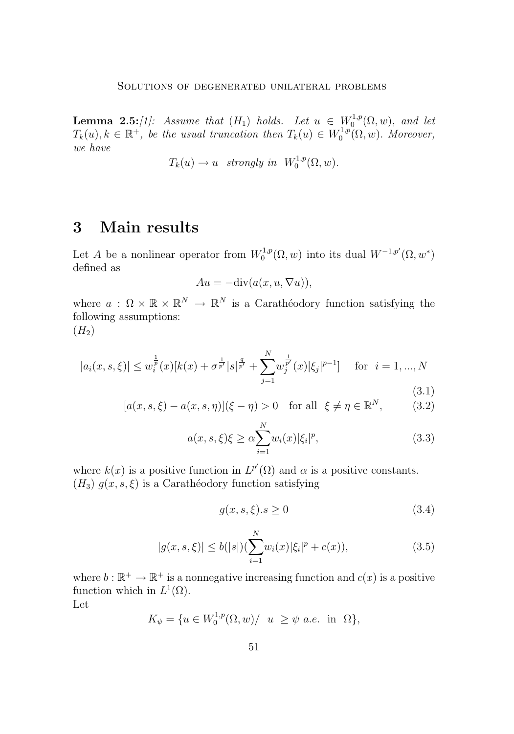**Lemma 2.5:***[1]: Assume that $(H_1)$ holds. Let $u \in W_0^{1,p}(\Omega, w)$, and let $T_k(u), k \in \mathbb{R}^+$, be the usual truncation then $T_k(u) \in W_0^{1,p}(\Omega, w)$. Moreover, we have*

$$T_k(u) \to u \quad \text{strongly in} \quad W_0^{1,p}(\Omega, w).$$

# 3 Main results

Let $A$ be a nonlinear operator from $W_0^{1,p}(\Omega, w)$ into its dual $W^{-1,p'}(\Omega, w^*)$ defined as

$$Au = -\text{div}(a(x, u, \nabla u)),$$

where $a : \Omega \times \mathbb{R} \times \mathbb{R}^N \to \mathbb{R}^N$ is a Carathéodory function satisfying the following assumptions:
$(H_2)$

$$|a_i(x, s, \xi)| \leq w_i^{\frac{1}{p}}(x)[k(x) + \sigma^{\frac{1}{p'}}|s|^{\frac{q}{p'}} + \sum_{j=1}^{N} w_j^{\frac{1}{p'}}(x)|\xi_j|^{p-1}] \quad \text{for} \quad i = 1, ..., N \tag{3.1}$$

$$[a(x, s, \xi) - a(x, s, \eta)](\xi - \eta) > 0 \quad \text{for all} \quad \xi \neq \eta \in \mathbb{R}^N, \tag{3.2}$$

$$a(x, s, \xi)\xi \geq \alpha \sum_{i=1}^{N} w_i(x)|\xi_i|^p, \tag{3.3}$$

where $k(x)$ is a positive function in $L^{p'}(\Omega)$ and $\alpha$ is a positive constants.
$(H_3)$ $g(x, s, \xi)$ is a Carathéodory function satisfying

$$g(x, s, \xi).s \geq 0 \tag{3.4}$$

$$|g(x, s, \xi)| \leq b(|s|)(\sum_{i=1}^{N} w_i(x)|\xi_i|^p + c(x)), \tag{3.5}$$

where $b : \mathbb{R}^+ \to \mathbb{R}^+$ is a nonnegative increasing function and $c(x)$ is a positive function which in $L^1(\Omega)$.
Let

$$K_\psi = \{u \in W_0^{1,p}(\Omega, w) / \ \ u \geq \psi \ a.e. \ \text{in} \ \Omega\},$$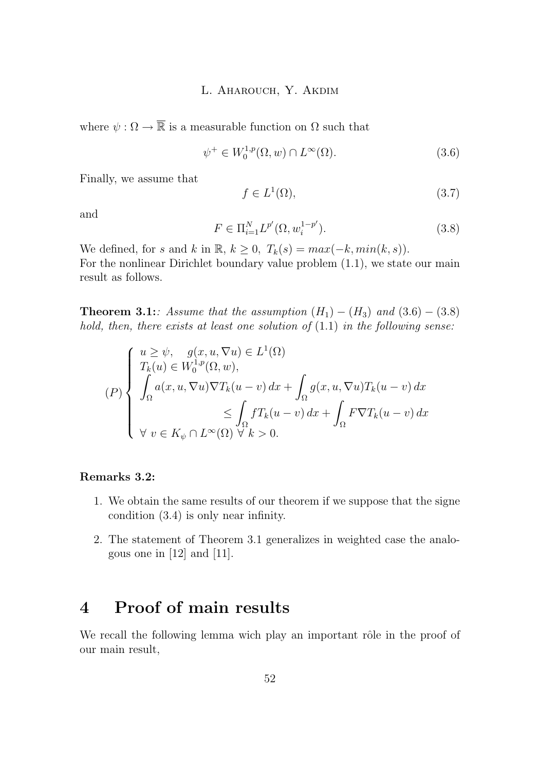where $\psi : \Omega \to \overline{\mathbb{R}}$ is a measurable function on $\Omega$ such that

$$\psi^+ \in W_0^{1,p}(\Omega, w) \cap L^\infty(\Omega). \tag{3.6}$$

Finally, we assume that

$$f \in L^1(\Omega), \tag{3.7}$$

and

$$F \in \Pi_{i=1}^N L^{p'}(\Omega, w_i^{1-p'}). \tag{3.8}$$

We defined, for $s$ and $k$ in $\mathbb{R}$, $k \geq 0$, $T_k(s) = max(-k, min(k, s))$.
For the nonlinear Dirichlet boundary value problem (1.1), we state our main result as follows.

**Theorem 3.1:** *: Assume that the assumption* $(H_1) - (H_3)$ *and* $(3.6) - (3.8)$ *hold, then, there exists at least one solution of* (1.1) *in the following sense:*

$$(P) \begin{cases} u \geq \psi, \quad g(x, u, \nabla u) \in L^1(\Omega) \\ T_k(u) \in W_0^{1,p}(\Omega, w), \\ \displaystyle\int_\Omega a(x, u, \nabla u) \nabla T_k(u - v)\, dx + \int_\Omega g(x, u, \nabla u) T_k(u - v)\, dx \\ \qquad\qquad\qquad \leq \displaystyle\int_\Omega f T_k(u - v)\, dx + \int_\Omega F \nabla T_k(u - v)\, dx \\ \forall\ v \in K_\psi \cap L^\infty(\Omega)\ \forall\ k > 0. \end{cases}$$

**Remarks 3.2:**

1. We obtain the same results of our theorem if we suppose that the signe condition (3.4) is only near infinity.
2. The statement of Theorem 3.1 generalizes in weighted case the analogous one in [12] and [11].

# 4 Proof of main results

We recall the following lemma wich play an important rôle in the proof of our main result,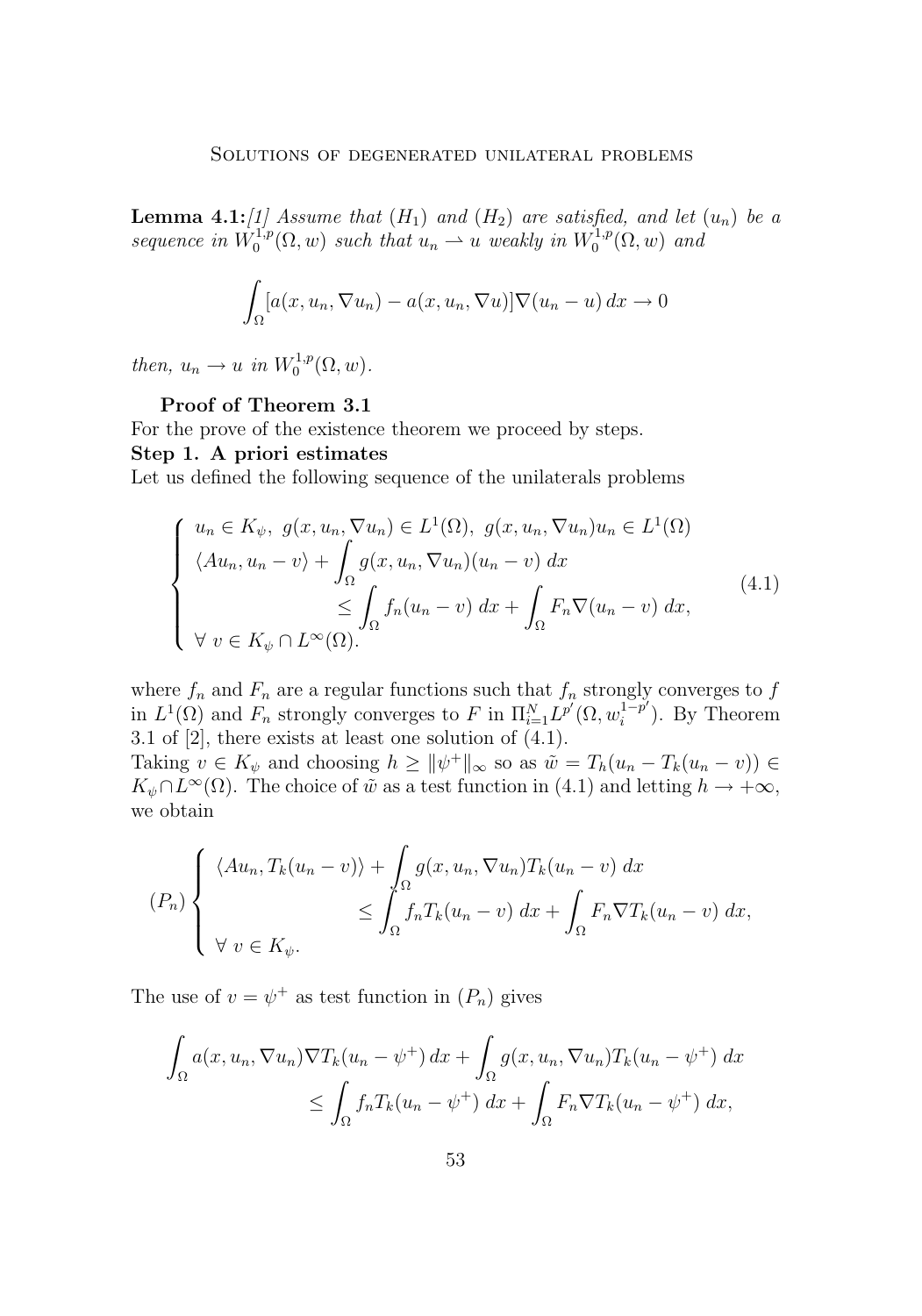**Lemma 4.1:**[1] *Assume that* $(H_1)$ *and* $(H_2)$ *are satisfied, and let* $(u_n)$ *be a sequence in* $W_0^{1,p}(\Omega, w)$ *such that* $u_n \rightharpoonup u$ *weakly in* $W_0^{1,p}(\Omega, w)$ *and*

$$\int_\Omega [a(x, u_n, \nabla u_n) - a(x, u_n, \nabla u)]\nabla(u_n - u)\, dx \to 0$$

*then,* $u_n \to u$ *in* $W_0^{1,p}(\Omega, w)$.

**Proof of Theorem 3.1**

For the prove of the existence theorem we proceed by steps.

**Step 1. A priori estimates**

Let us defined the following sequence of the unilaterals problems

$$\begin{cases} u_n \in K_\psi,\ g(x, u_n, \nabla u_n) \in L^1(\Omega),\ g(x, u_n, \nabla u_n)u_n \in L^1(\Omega) \\ \langle Au_n, u_n - v\rangle + \displaystyle\int_\Omega g(x, u_n, \nabla u_n)(u_n - v)\, dx \\ \qquad\qquad \leq \displaystyle\int_\Omega f_n(u_n - v)\, dx + \int_\Omega F_n \nabla(u_n - v)\, dx, \\ \forall\ v \in K_\psi \cap L^\infty(\Omega). \end{cases} \tag{4.1}$$

where $f_n$ and $F_n$ are a regular functions such that $f_n$ strongly converges to $f$ in $L^1(\Omega)$ and $F_n$ strongly converges to $F$ in $\Pi_{i=1}^N L^{p'}(\Omega, w_i^{1-p'})$. By Theorem 3.1 of [2], there exists at least one solution of (4.1).

Taking $v \in K_\psi$ and choosing $h \geq \|\psi^+\|_\infty$ so as $\tilde{w} = T_h(u_n - T_k(u_n - v)) \in K_\psi \cap L^\infty(\Omega)$. The choice of $\tilde{w}$ as a test function in (4.1) and letting $h \to +\infty$, we obtain

$$(P_n) \begin{cases} \langle Au_n, T_k(u_n - v)\rangle + \displaystyle\int_\Omega g(x, u_n, \nabla u_n)T_k(u_n - v)\, dx \\ \qquad\qquad \leq \displaystyle\int_\Omega f_n T_k(u_n - v)\, dx + \int_\Omega F_n \nabla T_k(u_n - v)\, dx, \\ \forall\ v \in K_\psi. \end{cases}$$

The use of $v = \psi^+$ as test function in $(P_n)$ gives

$$\int_\Omega a(x, u_n, \nabla u_n)\nabla T_k(u_n - \psi^+)\, dx + \int_\Omega g(x, u_n, \nabla u_n)T_k(u_n - \psi^+)\, dx$$
$$\leq \int_\Omega f_n T_k(u_n - \psi^+)\, dx + \int_\Omega F_n \nabla T_k(u_n - \psi^+)\, dx,$$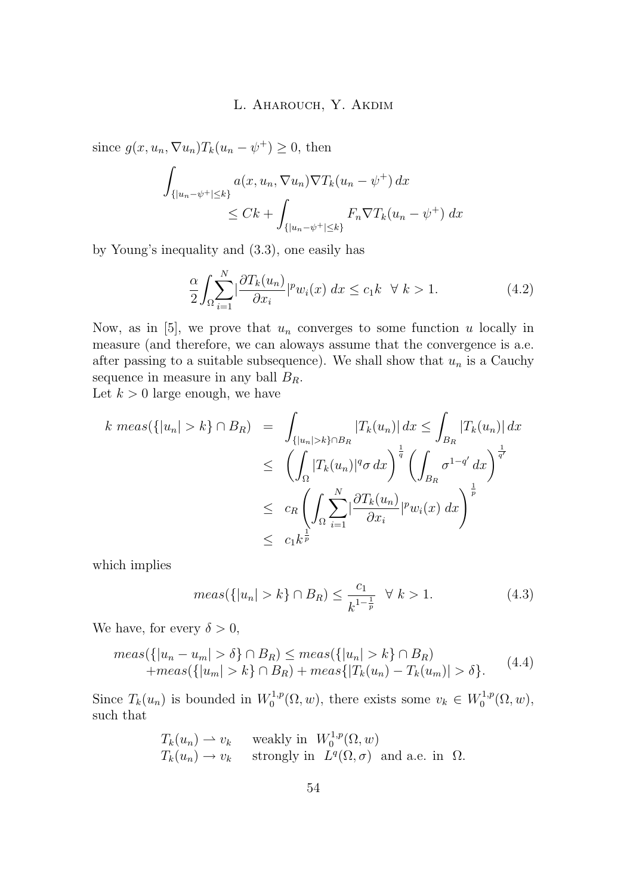since $g(x, u_n, \nabla u_n)T_k(u_n - \psi^+) \geq 0$, then

$$\int_{\{|u_n-\psi^+|\leq k\}} a(x, u_n, \nabla u_n)\nabla T_k(u_n - \psi^+)\, dx \leq Ck + \int_{\{|u_n-\psi^+|\leq k\}} F_n \nabla T_k(u_n - \psi^+)\, dx$$

by Young's inequality and (3.3), one easily has

$$\frac{\alpha}{2}\int_\Omega \sum_{i=1}^{N} \Big|\frac{\partial T_k(u_n)}{\partial x_i}\Big|^p w_i(x)\, dx \leq c_1 k \quad \forall\ k > 1. \tag{4.2}$$

Now, as in [5], we prove that $u_n$ converges to some function $u$ locally in measure (and therefore, we can aloways assume that the convergence is a.e. after passing to a suitable subsequence). We shall show that $u_n$ is a Cauchy sequence in measure in any ball $B_R$.
Let $k > 0$ large enough, we have

$$\begin{aligned}
k\ meas(\{|u_n| > k\} \cap B_R) &= \int_{\{|u_n|>k\}\cap B_R} |T_k(u_n)|\, dx \leq \int_{B_R} |T_k(u_n)|\, dx \\
&\leq \left(\int_\Omega |T_k(u_n)|^q \sigma\, dx\right)^{\frac{1}{q}} \left(\int_{B_R} \sigma^{1-q'}\, dx\right)^{\frac{1}{q'}} \\
&\leq c_R \left(\int_\Omega \sum_{i=1}^{N} \Big|\frac{\partial T_k(u_n)}{\partial x_i}\Big|^p w_i(x)\, dx\right)^{\frac{1}{p}} \\
&\leq c_1 k^{\frac{1}{p}}
\end{aligned}$$

which implies

$$meas(\{|u_n| > k\} \cap B_R) \leq \frac{c_1}{k^{1-\frac{1}{p}}} \quad \forall\ k > 1. \tag{4.3}$$

We have, for every $\delta > 0$,

$$\begin{aligned}
meas(\{|u_n - u_m| > \delta\} \cap B_R) &\leq meas(\{|u_n| > k\} \cap B_R) \\
&+ meas(\{|u_m| > k\} \cap B_R) + meas\{|T_k(u_n) - T_k(u_m)| > \delta\}.
\end{aligned} \tag{4.4}$$

Since $T_k(u_n)$ is bounded in $W_0^{1,p}(\Omega, w)$, there exists some $v_k \in W_0^{1,p}(\Omega, w)$, such that

$$\begin{aligned}
&T_k(u_n) \rightharpoonup v_k \quad \text{weakly in } W_0^{1,p}(\Omega, w) \\
&T_k(u_n) \to v_k \quad \text{strongly in } L^q(\Omega, \sigma) \text{ and a.e. in } \Omega.
\end{aligned}$$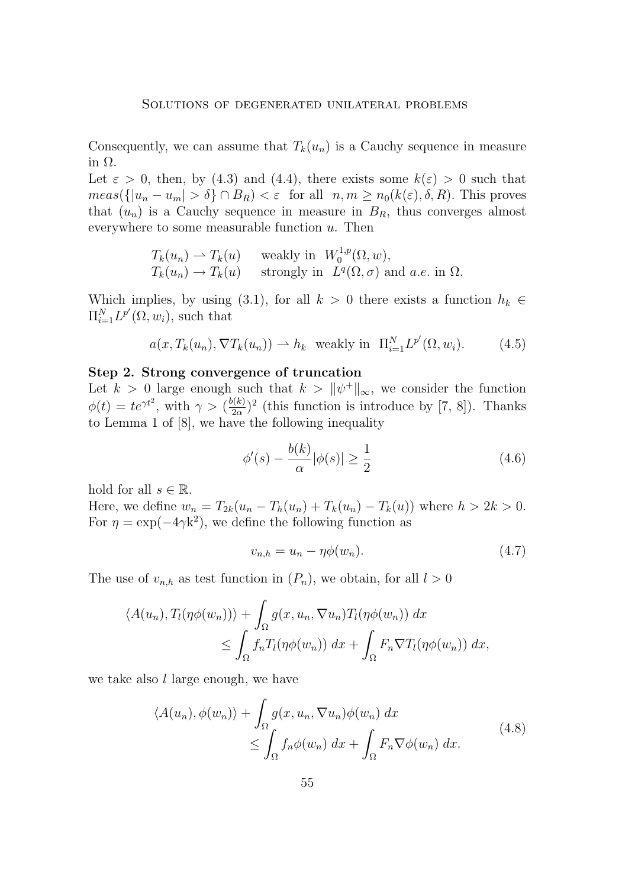Consequently, we can assume that $T_k(u_n)$ is a Cauchy sequence in measure in $\Omega$.
Let $\varepsilon > 0$, then, by (4.3) and (4.4), there exists some $k(\varepsilon) > 0$ such that $meas(\{|u_n - u_m| > \delta\} \cap B_R) < \varepsilon$ for all $n, m \geq n_0(k(\varepsilon), \delta, R)$. This proves that $(u_n)$ is a Cauchy sequence in measure in $B_R$, thus converges almost everywhere to some measurable function $u$. Then

$$
\begin{array}{ll}
T_k(u_n) \rightharpoonup T_k(u) & \text{weakly in } W_0^{1,p}(\Omega, w), \\
T_k(u_n) \to T_k(u) & \text{strongly in } L^q(\Omega, \sigma) \text{ and } a.e. \text{ in } \Omega.
\end{array}
$$

Which implies, by using (3.1), for all $k > 0$ there exists a function $h_k \in \Pi_{i=1}^N L^{p'}(\Omega, w_i)$, such that

$$
a(x, T_k(u_n), \nabla T_k(u_n)) \rightharpoonup h_k \quad \text{weakly in } \Pi_{i=1}^N L^{p'}(\Omega, w_i). \tag{4.5}
$$

**Step 2. Strong convergence of truncation**
Let $k > 0$ large enough such that $k > \|\psi^+\|_\infty$, we consider the function $\phi(t) = te^{\gamma t^2}$, with $\gamma > (\frac{b(k)}{2\alpha})^2$ (this function is introduce by [7, 8]). Thanks to Lemma 1 of [8], we have the following inequality

$$
\phi'(s) - \frac{b(k)}{\alpha}|\phi(s)| \geq \frac{1}{2} \tag{4.6}
$$

hold for all $s \in \mathbb{R}$.
Here, we define $w_n = T_{2k}(u_n - T_h(u_n) + T_k(u_n) - T_k(u))$ where $h > 2k > 0$. For $\eta = \exp(-4\gamma k^2)$, we define the following function as

$$
v_{n,h} = u_n - \eta\phi(w_n). \tag{4.7}
$$

The use of $v_{n,h}$ as test function in $(P_n)$, we obtain, for all $l > 0$

$$
\begin{aligned}
\langle A(u_n), T_l(\eta\phi(w_n))\rangle &+ \int_\Omega g(x, u_n, \nabla u_n) T_l(\eta\phi(w_n))\, dx \\
&\leq \int_\Omega f_n T_l(\eta\phi(w_n))\, dx + \int_\Omega F_n \nabla T_l(\eta\phi(w_n))\, dx,
\end{aligned}
$$

we take also $l$ large enough, we have

$$
\begin{aligned}
\langle A(u_n), \phi(w_n)\rangle &+ \int_\Omega g(x, u_n, \nabla u_n)\phi(w_n)\, dx \\
&\leq \int_\Omega f_n \phi(w_n)\, dx + \int_\Omega F_n \nabla\phi(w_n)\, dx.
\end{aligned} \tag{4.8}
$$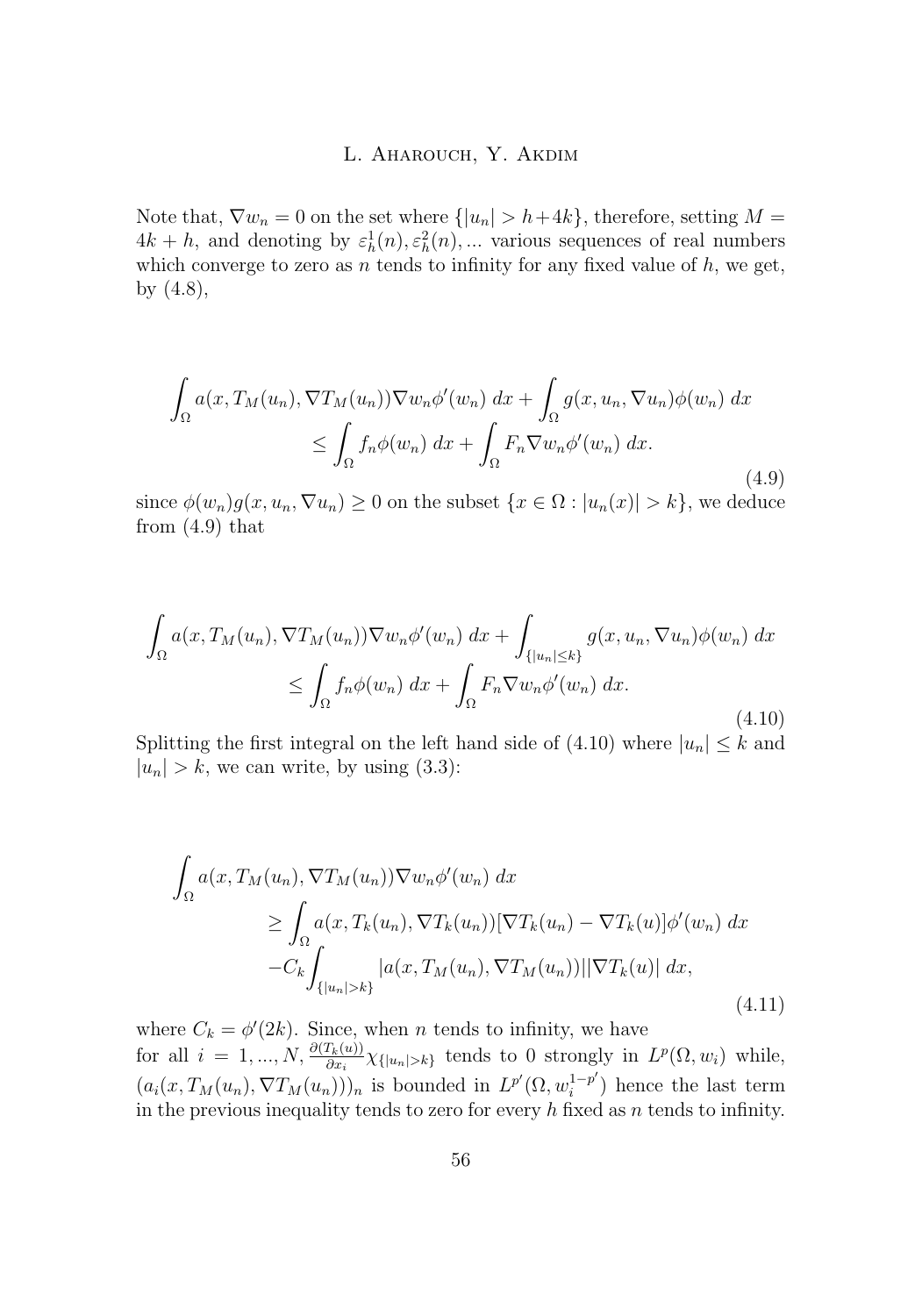Note that, $\nabla w_n = 0$ on the set where $\{|u_n| > h+4k\}$, therefore, setting $M = 4k + h$, and denoting by $\varepsilon_h^1(n), \varepsilon_h^2(n), ...$ various sequences of real numbers which converge to zero as $n$ tends to infinity for any fixed value of $h$, we get, by (4.8),

$$
\begin{aligned}
\int_\Omega a(x, T_M(u_n), \nabla T_M(u_n)) \nabla w_n \phi'(w_n)\, dx + \int_\Omega g(x, u_n, \nabla u_n)\phi(w_n)\, dx \\
\leq \int_\Omega f_n \phi(w_n)\, dx + \int_\Omega F_n \nabla w_n \phi'(w_n)\, dx.
\end{aligned}
\tag{4.9}
$$

since $\phi(w_n)g(x, u_n, \nabla u_n) \geq 0$ on the subset $\{x \in \Omega : |u_n(x)| > k\}$, we deduce from (4.9) that

$$
\begin{aligned}
\int_\Omega a(x, T_M(u_n), \nabla T_M(u_n)) \nabla w_n \phi'(w_n)\, dx + \int_{\{|u_n| \leq k\}} g(x, u_n, \nabla u_n)\phi(w_n)\, dx \\
\leq \int_\Omega f_n \phi(w_n)\, dx + \int_\Omega F_n \nabla w_n \phi'(w_n)\, dx.
\end{aligned}
\tag{4.10}
$$

Splitting the first integral on the left hand side of (4.10) where $|u_n| \leq k$ and $|u_n| > k$, we can write, by using (3.3):

$$
\begin{aligned}
\int_\Omega & a(x, T_M(u_n), \nabla T_M(u_n)) \nabla w_n \phi'(w_n)\, dx \\
& \geq \int_\Omega a(x, T_k(u_n), \nabla T_k(u_n))[\nabla T_k(u_n) - \nabla T_k(u)]\phi'(w_n)\, dx \\
& -C_k \int_{\{|u_n| > k\}} |a(x, T_M(u_n), \nabla T_M(u_n))||\nabla T_k(u)|\, dx,
\end{aligned}
\tag{4.11}
$$

where $C_k = \phi'(2k)$. Since, when $n$ tends to infinity, we have for all $i = 1, ..., N$, $\frac{\partial (T_k(u))}{\partial x_i}\chi_{\{|u_n|>k\}}$ tends to 0 strongly in $L^p(\Omega, w_i)$ while, $(a_i(x, T_M(u_n), \nabla T_M(u_n)))_n$ is bounded in $L^{p'}(\Omega, w_i^{1-p'})$ hence the last term in the previous inequality tends to zero for every $h$ fixed as $n$ tends to infinity.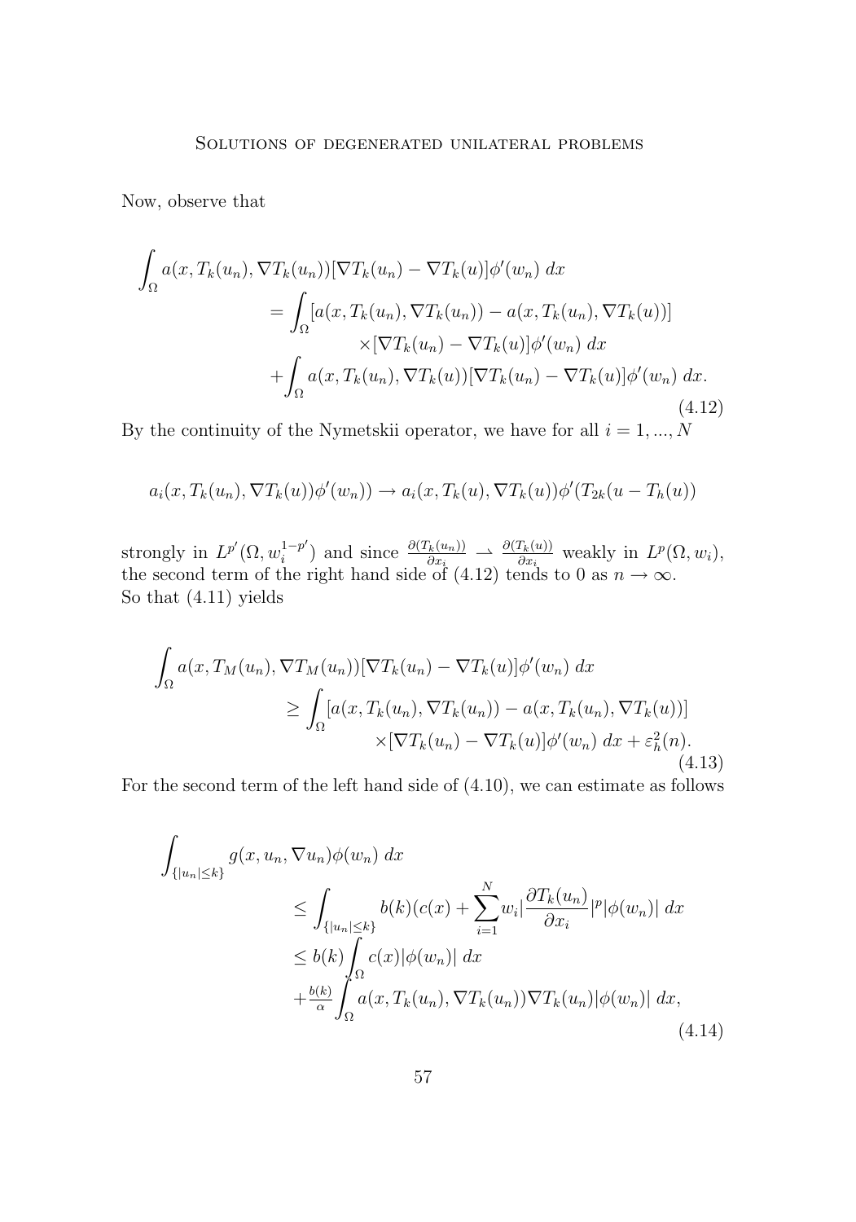Now, observe that

$$\begin{aligned}
\int_\Omega a(x, T_k(u_n), \nabla T_k(u_n))[\nabla T_k(u_n) - \nabla T_k(u)]\phi'(w_n)\, dx \\
= \int_\Omega [a(x, T_k(u_n), \nabla T_k(u_n)) - a(x, T_k(u_n), \nabla T_k(u))] \\
\times [\nabla T_k(u_n) - \nabla T_k(u)]\phi'(w_n)\, dx \\
+ \int_\Omega a(x, T_k(u_n), \nabla T_k(u))[\nabla T_k(u_n) - \nabla T_k(u)]\phi'(w_n)\, dx.
\end{aligned} \tag{4.12}$$

By the continuity of the Nymetskii operator, we have for all $i = 1, ..., N$

$$a_i(x, T_k(u_n), \nabla T_k(u))\phi'(w_n)) \to a_i(x, T_k(u), \nabla T_k(u))\phi'(T_{2k}(u - T_h(u))$$

strongly in $L^{p'}(\Omega, w_i^{1-p'})$ and since $\frac{\partial(T_k(u_n))}{\partial x_i} \rightharpoonup \frac{\partial(T_k(u))}{\partial x_i}$ weakly in $L^p(\Omega, w_i)$, the second term of the right hand side of (4.12) tends to 0 as $n \to \infty$.
So that (4.11) yields

$$\begin{aligned}
\int_\Omega a(x, T_M(u_n), \nabla T_M(u_n))[\nabla T_k(u_n) - \nabla T_k(u)]\phi'(w_n)\, dx \\
\geq \int_\Omega [a(x, T_k(u_n), \nabla T_k(u_n)) - a(x, T_k(u_n), \nabla T_k(u))] \\
\times [\nabla T_k(u_n) - \nabla T_k(u)]\phi'(w_n)\, dx + \varepsilon_h^2(n).
\end{aligned} \tag{4.13}$$

For the second term of the left hand side of (4.10), we can estimate as follows

$$\begin{aligned}
\int_{\{|u_n| \leq k\}} g(x, u_n, \nabla u_n)\phi(w_n)\, dx \\
\leq \int_{\{|u_n| \leq k\}} b(k)(c(x) + \sum_{i=1}^N w_i |\frac{\partial T_k(u_n)}{\partial x_i}|^p |\phi(w_n)|\, dx \\
\leq b(k) \int_\Omega c(x)|\phi(w_n)|\, dx \\
+ \tfrac{b(k)}{\alpha} \int_\Omega a(x, T_k(u_n), \nabla T_k(u_n))\nabla T_k(u_n)|\phi(w_n)|\, dx,
\end{aligned} \tag{4.14}$$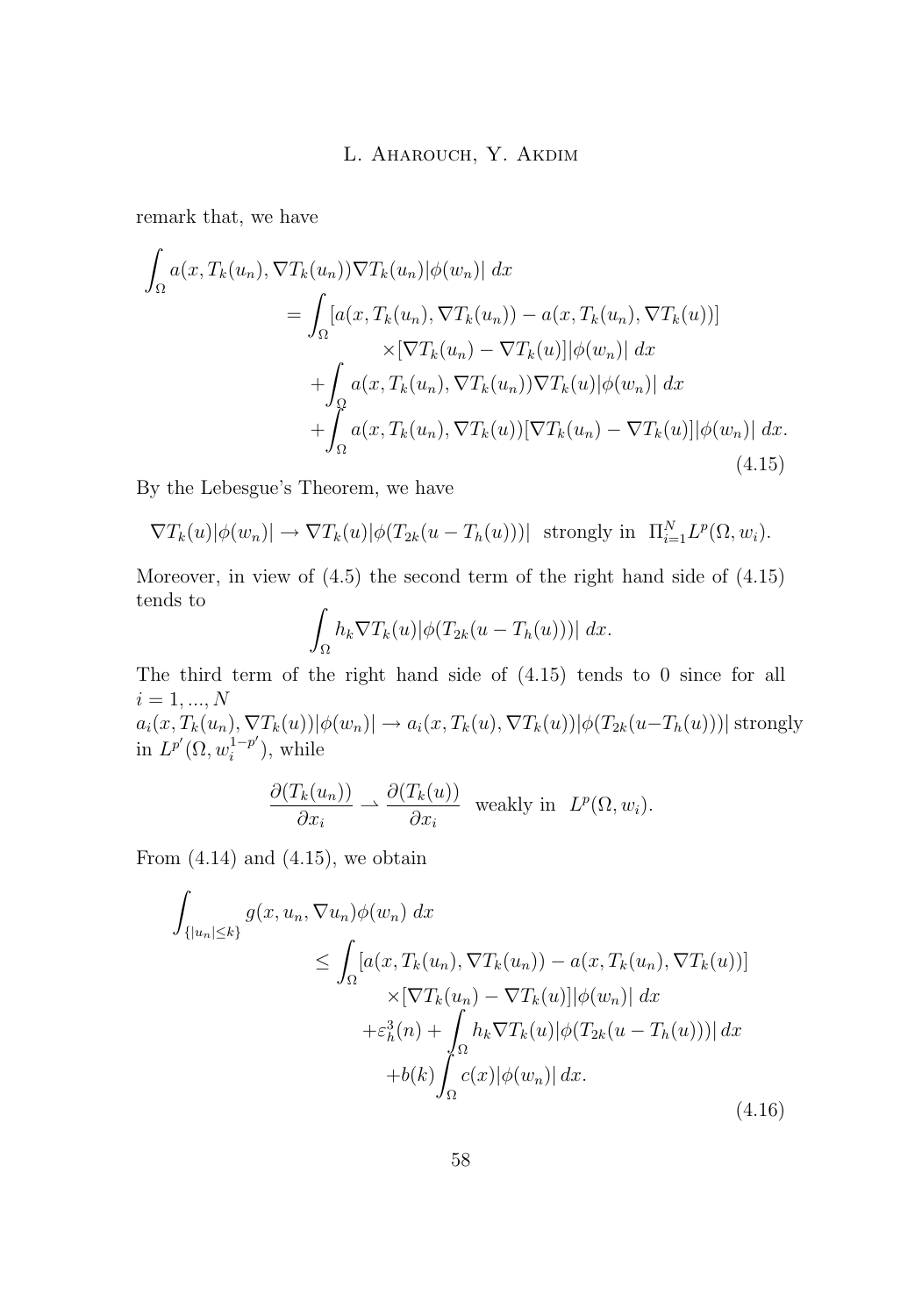remark that, we have

$$
\begin{aligned}
\int_\Omega a(x,T_k(u_n),\nabla T_k(u_n))\nabla T_k(u_n)|\phi(w_n)|\,dx \\
= \int_\Omega [a(x,T_k(u_n),\nabla T_k(u_n)) - a(x,T_k(u_n),\nabla T_k(u))] \\
\times[\nabla T_k(u_n) - \nabla T_k(u)]|\phi(w_n)|\,dx \\
+\int_\Omega a(x,T_k(u_n),\nabla T_k(u_n))\nabla T_k(u)|\phi(w_n)|\,dx \\
+\int_\Omega a(x,T_k(u_n),\nabla T_k(u))[\nabla T_k(u_n) - \nabla T_k(u)]|\phi(w_n)|\,dx.
\end{aligned}
\tag{4.15}
$$

By the Lebesgue's Theorem, we have

$$
\nabla T_k(u)|\phi(w_n)| \to \nabla T_k(u)|\phi(T_{2k}(u - T_h(u)))| \text{ strongly in } \Pi_{i=1}^N L^p(\Omega, w_i).
$$

Moreover, in view of (4.5) the second term of the right hand side of (4.15) tends to

$$
\int_\Omega h_k \nabla T_k(u)|\phi(T_{2k}(u - T_h(u)))|\,dx.
$$

The third term of the right hand side of (4.15) tends to 0 since for all $i = 1, ..., N$
$a_i(x, T_k(u_n), \nabla T_k(u))|\phi(w_n)| \to a_i(x, T_k(u), \nabla T_k(u))|\phi(T_{2k}(u - T_h(u)))|$ strongly in $L^{p'}(\Omega, w_i^{1-p'})$, while

$$
\frac{\partial(T_k(u_n))}{\partial x_i} \rightharpoonup \frac{\partial(T_k(u))}{\partial x_i} \text{ weakly in } L^p(\Omega, w_i).
$$

From (4.14) and (4.15), we obtain

$$
\begin{aligned}
\int_{\{|u_n|\le k\}} g(x,u_n,\nabla u_n)\phi(w_n)\,dx \\
\le \int_\Omega [a(x,T_k(u_n),\nabla T_k(u_n)) - a(x,T_k(u_n),\nabla T_k(u))] \\
\times[\nabla T_k(u_n) - \nabla T_k(u)]|\phi(w_n)|\,dx \\
+\varepsilon_h^3(n) + \int_\Omega h_k \nabla T_k(u)|\phi(T_{2k}(u - T_h(u)))|\,dx \\
+b(k)\int_\Omega c(x)|\phi(w_n)|\,dx.
\end{aligned}
\tag{4.16}
$$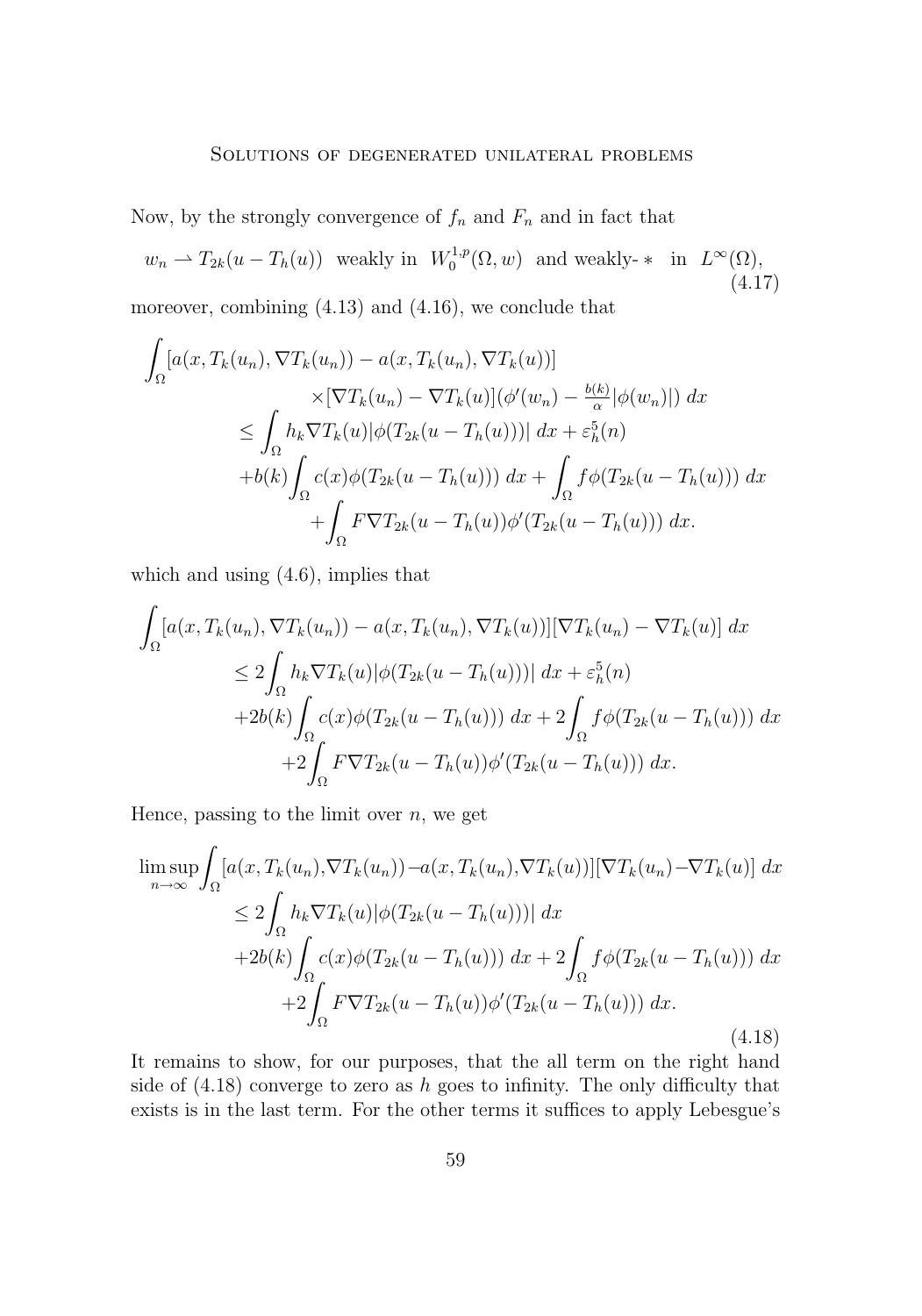Now, by the strongly convergence of $f_n$ and $F_n$ and in fact that

$$w_n \rightharpoonup T_{2k}(u - T_h(u)) \ \text{ weakly in } \ W_0^{1,p}(\Omega, w) \ \text{ and weakly-}* \ \text{ in } \ L^\infty(\Omega), \tag{4.17}$$

moreover, combining (4.13) and (4.16), we conclude that

$$\begin{aligned}
\int_\Omega [a(x, T_k(u_n), \nabla T_k(u_n)) - a(x, T_k(u_n), \nabla T_k(u))] & \\
\times [\nabla T_k(u_n) - \nabla T_k(u)](\phi'(w_n) - \tfrac{b(k)}{\alpha}|\phi(w_n)|) \, dx & \\
\leq \int_\Omega h_k \nabla T_k(u) |\phi(T_{2k}(u - T_h(u)))| \, dx + \varepsilon_h^5(n) & \\
+ b(k) \int_\Omega c(x) \phi(T_{2k}(u - T_h(u))) \, dx + \int_\Omega f \phi(T_{2k}(u - T_h(u))) \, dx & \\
+ \int_\Omega F \nabla T_{2k}(u - T_h(u)) \phi'(T_{2k}(u - T_h(u))) \, dx. &
\end{aligned}$$

which and using (4.6), implies that

$$\begin{aligned}
\int_\Omega [a(x, T_k(u_n), \nabla T_k(u_n)) - a(x, T_k(u_n), \nabla T_k(u))][\nabla T_k(u_n) - \nabla T_k(u)] \, dx & \\
\leq 2 \int_\Omega h_k \nabla T_k(u) |\phi(T_{2k}(u - T_h(u)))| \, dx + \varepsilon_h^5(n) & \\
+ 2b(k) \int_\Omega c(x) \phi(T_{2k}(u - T_h(u))) \, dx + 2 \int_\Omega f \phi(T_{2k}(u - T_h(u))) \, dx & \\
+ 2 \int_\Omega F \nabla T_{2k}(u - T_h(u)) \phi'(T_{2k}(u - T_h(u))) \, dx. &
\end{aligned}$$

Hence, passing to the limit over $n$, we get

$$\begin{aligned}
\limsup_{n \to \infty} \int_\Omega [a(x, T_k(u_n), \nabla T_k(u_n)) - a(x, T_k(u_n), \nabla T_k(u))][\nabla T_k(u_n) - \nabla T_k(u)] \, dx & \\
\leq 2 \int_\Omega h_k \nabla T_k(u) |\phi(T_{2k}(u - T_h(u)))| \, dx & \\
+ 2b(k) \int_\Omega c(x) \phi(T_{2k}(u - T_h(u))) \, dx + 2 \int_\Omega f \phi(T_{2k}(u - T_h(u))) \, dx & \\
+ 2 \int_\Omega F \nabla T_{2k}(u - T_h(u)) \phi'(T_{2k}(u - T_h(u))) \, dx. &
\end{aligned} \tag{4.18}$$

It remains to show, for our purposes, that the all term on the right hand side of (4.18) converge to zero as $h$ goes to infinity. The only difficulty that exists is in the last term. For the other terms it suffices to apply Lebesgue's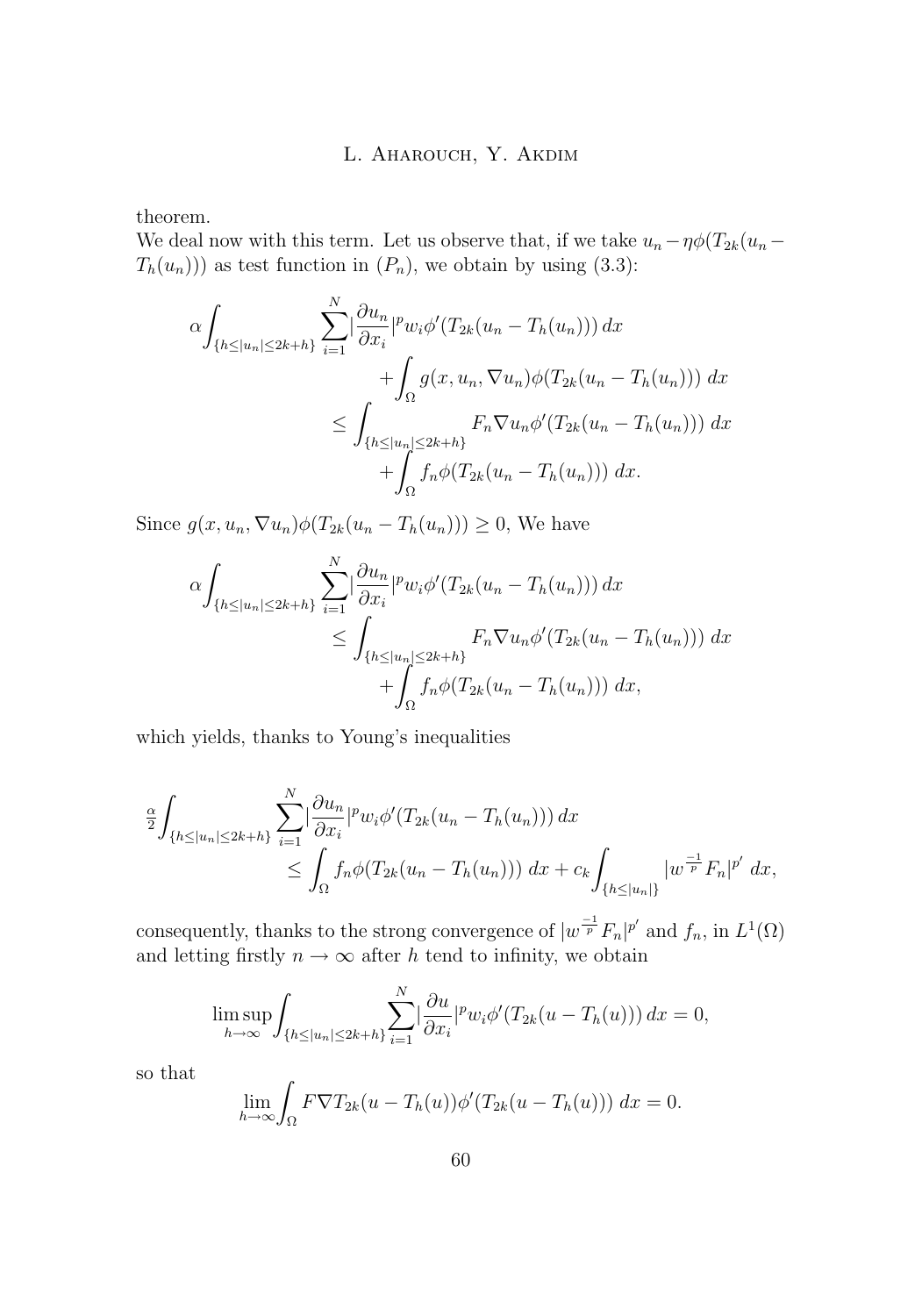theorem.
We deal now with this term. Let us observe that, if we take $u_n - \eta\phi(T_{2k}(u_n - T_h(u_n)))$ as test function in $(P_n)$, we obtain by using (3.3):

$$\alpha\int_{\{h\leq|u_n|\leq 2k+h\}} \sum_{i=1}^{N} |\frac{\partial u_n}{\partial x_i}|^p w_i \phi'(T_{2k}(u_n - T_h(u_n)))\,dx + \int_\Omega g(x,u_n,\nabla u_n)\phi(T_{2k}(u_n - T_h(u_n)))\,dx$$
$$\leq \int_{\{h\leq|u_n|\leq 2k+h\}} F_n \nabla u_n \phi'(T_{2k}(u_n - T_h(u_n)))\,dx + \int_\Omega f_n \phi(T_{2k}(u_n - T_h(u_n)))\,dx.$$

Since $g(x,u_n,\nabla u_n)\phi(T_{2k}(u_n - T_h(u_n))) \geq 0$, We have

$$\alpha\int_{\{h\leq|u_n|\leq 2k+h\}} \sum_{i=1}^{N} |\frac{\partial u_n}{\partial x_i}|^p w_i \phi'(T_{2k}(u_n - T_h(u_n)))\,dx$$
$$\leq \int_{\{h\leq|u_n|\leq 2k+h\}} F_n \nabla u_n \phi'(T_{2k}(u_n - T_h(u_n)))\,dx + \int_\Omega f_n \phi(T_{2k}(u_n - T_h(u_n)))\,dx,$$

which yields, thanks to Young's inequalities

$$\tfrac{\alpha}{2}\int_{\{h\leq|u_n|\leq 2k+h\}} \sum_{i=1}^{N} |\frac{\partial u_n}{\partial x_i}|^p w_i \phi'(T_{2k}(u_n - T_h(u_n)))\,dx$$
$$\leq \int_\Omega f_n \phi(T_{2k}(u_n - T_h(u_n)))\,dx + c_k \int_{\{h\leq|u_n|\}} |w^{\frac{-1}{p}} F_n|^{p'}\,dx,$$

consequently, thanks to the strong convergence of $|w^{\frac{-1}{p}} F_n|^{p'}$ and $f_n$, in $L^1(\Omega)$ and letting firstly $n \to \infty$ after $h$ tend to infinity, we obtain

$$\limsup_{h\to\infty} \int_{\{h\leq|u_n|\leq 2k+h\}} \sum_{i=1}^{N} |\frac{\partial u}{\partial x_i}|^p w_i \phi'(T_{2k}(u - T_h(u)))\,dx = 0,$$

so that

$$\lim_{h\to\infty} \int_\Omega F \nabla T_{2k}(u - T_h(u))\phi'(T_{2k}(u - T_h(u)))\,dx = 0.$$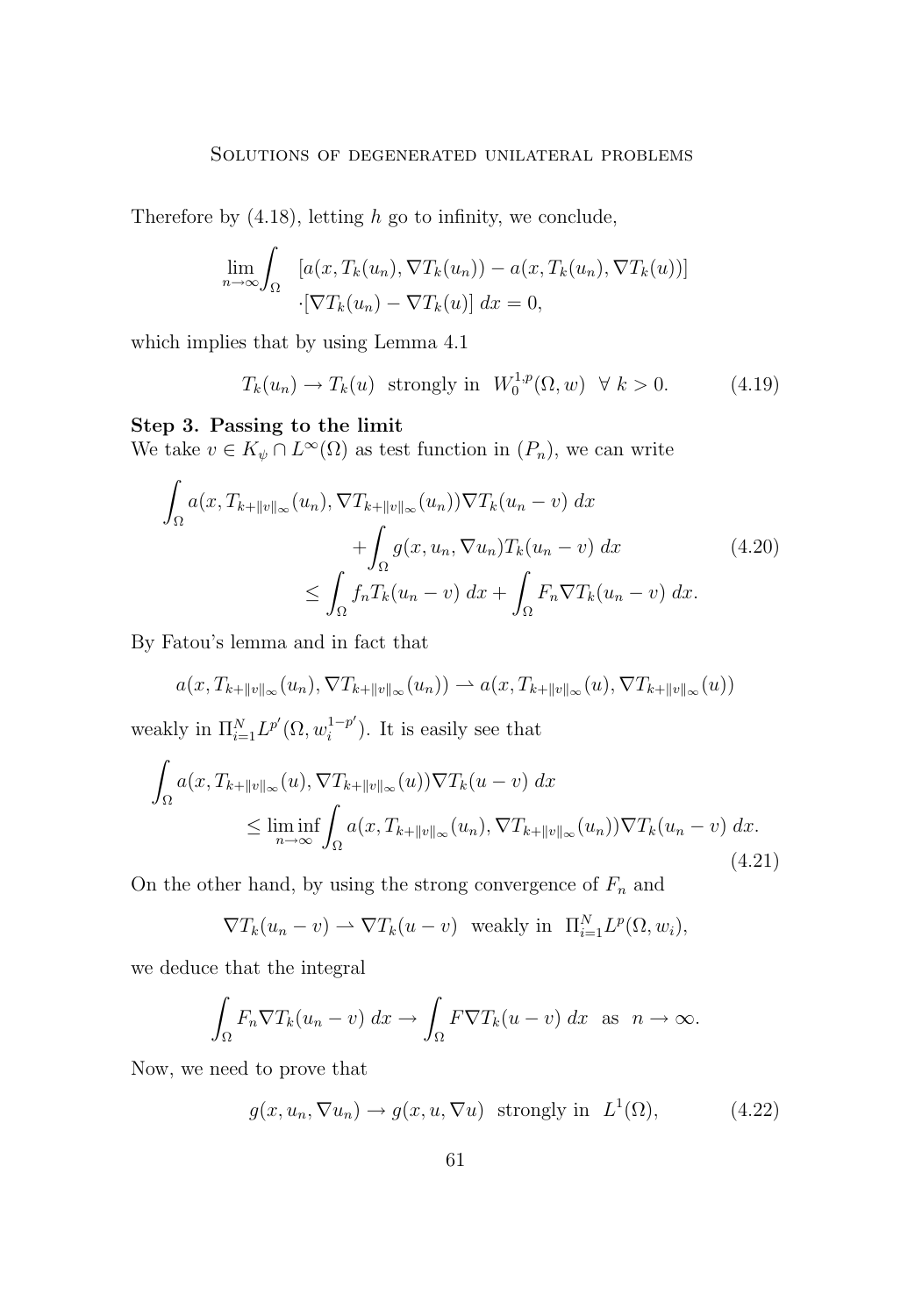Therefore by (4.18), letting $h$ go to infinity, we conclude,

$$\lim_{n\to\infty}\int_{\Omega} \begin{aligned}&[a(x,T_k(u_n),\nabla T_k(u_n)) - a(x,T_k(u_n),\nabla T_k(u))]\\ &\cdot[\nabla T_k(u_n) - \nabla T_k(u)]\;dx = 0,\end{aligned}$$

which implies that by using Lemma 4.1

$$T_k(u_n) \to T_k(u) \;\text{ strongly in }\; W_0^{1,p}(\Omega, w) \;\; \forall\; k > 0. \tag{4.19}$$

**Step 3. Passing to the limit**

We take $v \in K_\psi \cap L^\infty(\Omega)$ as test function in $(P_n)$, we can write

$$\begin{aligned}\int_\Omega a(x, T_{k+\|v\|_\infty}(u_n), \nabla T_{k+\|v\|_\infty}(u_n))\nabla T_k(u_n - v)\;dx&\\ +\int_\Omega g(x,u_n,\nabla u_n)T_k(u_n - v)\;dx&\\ \leq \int_\Omega f_n T_k(u_n - v)\;dx + \int_\Omega F_n \nabla T_k(u_n - v)\;dx.&\end{aligned} \tag{4.20}$$

By Fatou's lemma and in fact that

$$a(x, T_{k+\|v\|_\infty}(u_n), \nabla T_{k+\|v\|_\infty}(u_n)) \rightharpoonup a(x, T_{k+\|v\|_\infty}(u), \nabla T_{k+\|v\|_\infty}(u))$$

weakly in $\Pi_{i=1}^N L^{p'}(\Omega, w_i^{1-p'})$. It is easily see that

$$\begin{aligned}\int_\Omega a(x, T_{k+\|v\|_\infty}(u), \nabla T_{k+\|v\|_\infty}(u))\nabla T_k(u - v)\;dx&\\ \leq \liminf_{n\to\infty}\int_\Omega a(x, T_{k+\|v\|_\infty}(u_n), \nabla T_{k+\|v\|_\infty}(u_n))\nabla T_k(u_n - v)\;dx.&\end{aligned} \tag{4.21}$$

On the other hand, by using the strong convergence of $F_n$ and

$$\nabla T_k(u_n - v) \rightharpoonup \nabla T_k(u - v) \;\text{ weakly in }\; \Pi_{i=1}^N L^p(\Omega, w_i),$$

we deduce that the integral

$$\int_\Omega F_n \nabla T_k(u_n - v)\;dx \to \int_\Omega F \nabla T_k(u - v)\;dx \;\text{ as }\; n \to \infty.$$

Now, we need to prove that

$$g(x, u_n, \nabla u_n) \to g(x, u, \nabla u) \;\text{ strongly in }\; L^1(\Omega), \tag{4.22}$$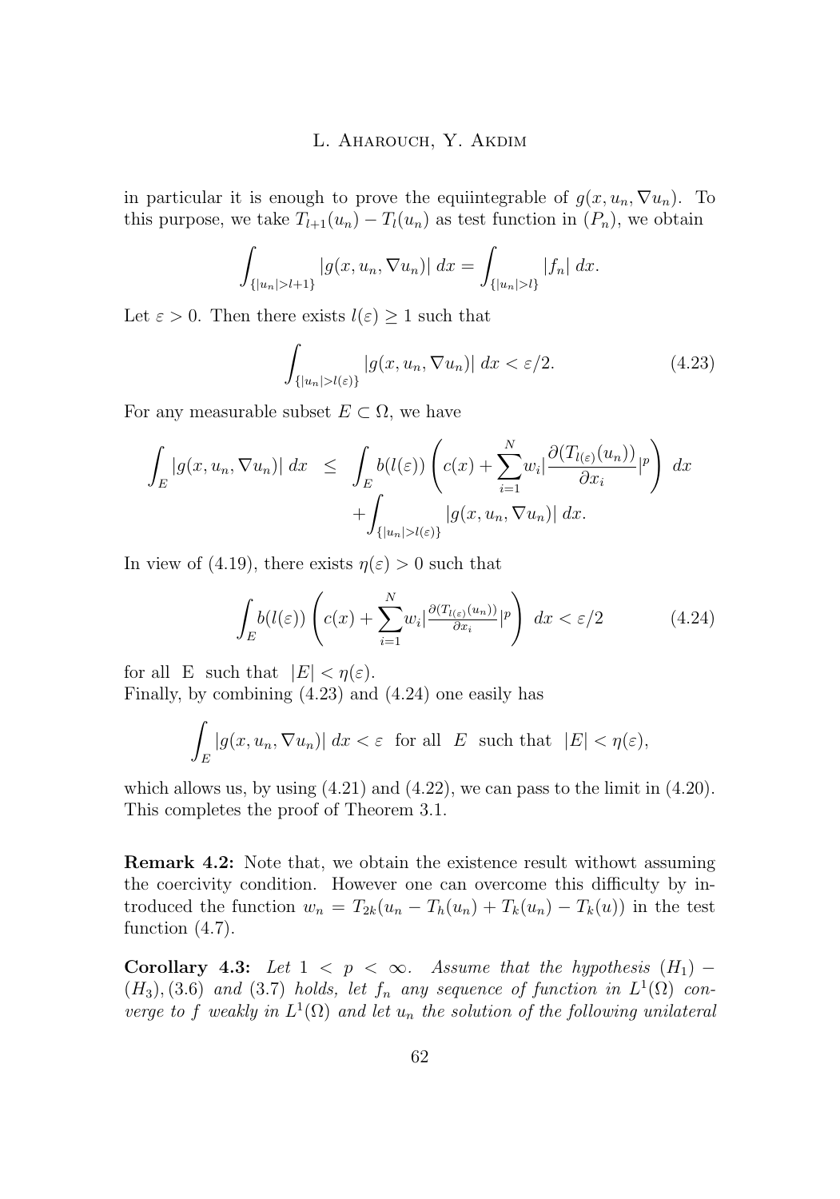in particular it is enough to prove the equiintegrable of $g(x, u_n, \nabla u_n)$. To this purpose, we take $T_{l+1}(u_n) - T_l(u_n)$ as test function in $(P_n)$, we obtain

$$\int_{\{|u_n|>l+1\}} |g(x, u_n, \nabla u_n)| \, dx = \int_{\{|u_n|>l\}} |f_n| \, dx.$$

Let $\varepsilon > 0$. Then there exists $l(\varepsilon) \geq 1$ such that

$$\int_{\{|u_n|>l(\varepsilon)\}} |g(x, u_n, \nabla u_n)| \, dx < \varepsilon/2. \tag{4.23}$$

For any measurable subset $E \subset \Omega$, we have

$$\begin{aligned} \int_E |g(x, u_n, \nabla u_n)| \, dx \;\; &\leq \;\; \int_E b(l(\varepsilon)) \left( c(x) + \sum_{i=1}^{N} w_i \Big|\frac{\partial (T_{l(\varepsilon)}(u_n))}{\partial x_i}\Big|^p \right) \, dx \\ &\quad + \int_{\{|u_n|>l(\varepsilon)\}} |g(x, u_n, \nabla u_n)| \, dx. \end{aligned}$$

In view of (4.19), there exists $\eta(\varepsilon) > 0$ such that

$$\int_E b(l(\varepsilon)) \left( c(x) + \sum_{i=1}^{N} w_i \Big|\tfrac{\partial (T_{l(\varepsilon)}(u_n))}{\partial x_i}\Big|^p \right) \, dx < \varepsilon/2 \tag{4.24}$$

for all E such that $|E| < \eta(\varepsilon)$.
Finally, by combining (4.23) and (4.24) one easily has

$$\int_E |g(x, u_n, \nabla u_n)| \, dx < \varepsilon \;\; \text{for all} \;\; E \;\; \text{such that} \;\; |E| < \eta(\varepsilon),$$

which allows us, by using (4.21) and (4.22), we can pass to the limit in (4.20). This completes the proof of Theorem 3.1.

**Remark 4.2:** Note that, we obtain the existence result withowt assuming the coercivity condition. However one can overcome this difficulty by introduced the function $w_n = T_{2k}(u_n - T_h(u_n) + T_k(u_n) - T_k(u))$ in the test function (4.7).

**Corollary 4.3:** *Let $1 < p < \infty$. Assume that the hypothesis $(H_1) - (H_3)$, (3.6) and (3.7) holds, let $f_n$ any sequence of function in $L^1(\Omega)$ converge to $f$ weakly in $L^1(\Omega)$ and let $u_n$ the solution of the following unilateral*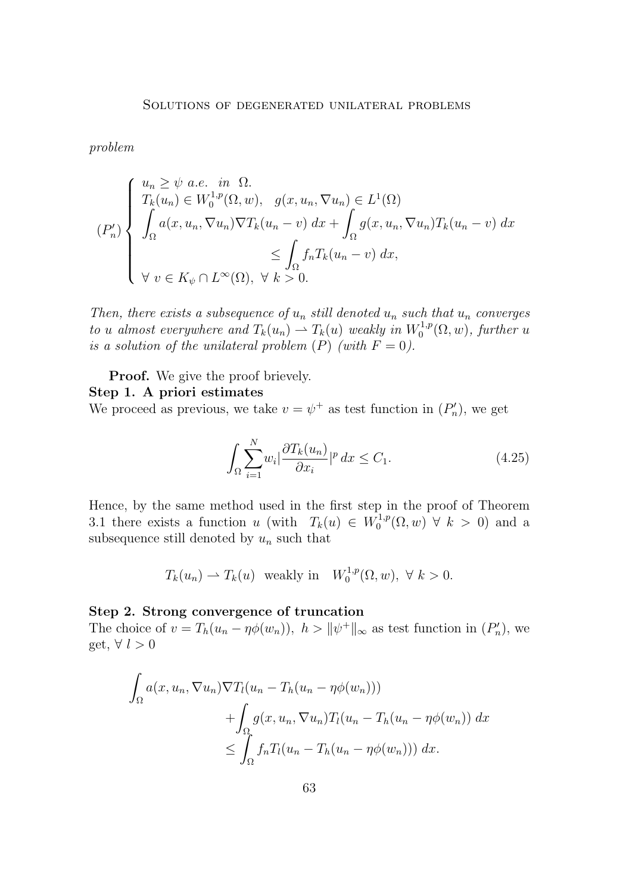*problem*

$$
(P'_n)\begin{cases}
u_n \geq \psi \ a.e. \ \ in \ \ \Omega. \\
T_k(u_n) \in W_0^{1,p}(\Omega, w), \quad g(x, u_n, \nabla u_n) \in L^1(\Omega) \\
\displaystyle\int_\Omega a(x, u_n, \nabla u_n)\nabla T_k(u_n - v)\, dx + \int_\Omega g(x, u_n, \nabla u_n) T_k(u_n - v)\, dx \\
\qquad\qquad\qquad\qquad \leq \displaystyle\int_\Omega f_n T_k(u_n - v)\, dx, \\
\forall\ v \in K_\psi \cap L^\infty(\Omega), \ \forall\ k > 0.
\end{cases}
$$

*Then, there exists a subsequence of $u_n$ still denoted $u_n$ such that $u_n$ converges to $u$ almost everywhere and $T_k(u_n) \rightharpoonup T_k(u)$ weakly in $W_0^{1,p}(\Omega, w)$, further $u$ is a solution of the unilateral problem $(P)$ (with $F = 0$).*

**Proof.** We give the proof brievely.

**Step 1. A priori estimates**

We proceed as previous, we take $v = \psi^+$ as test function in $(P'_n)$, we get

$$
\int_\Omega \sum_{i=1}^N w_i \left|\frac{\partial T_k(u_n)}{\partial x_i}\right|^p dx \leq C_1. \tag{4.25}
$$

Hence, by the same method used in the first step in the proof of Theorem 3.1 there exists a function $u$ (with $T_k(u) \in W_0^{1,p}(\Omega, w)\ \forall\ k > 0$) and a subsequence still denoted by $u_n$ such that

$$
T_k(u_n) \rightharpoonup T_k(u) \ \text{ weakly in } \ W_0^{1,p}(\Omega, w),\ \forall\ k > 0.
$$

**Step 2. Strong convergence of truncation**

The choice of $v = T_h(u_n - \eta\phi(w_n)),\ h > \|\psi^+\|_\infty$ as test function in $(P'_n)$, we get, $\forall\ l > 0$

$$
\begin{aligned}
\int_\Omega a(x, u_n, \nabla u_n)\nabla T_l(u_n - T_h(u_n - \eta\phi(w_n))) \\
+ \int_\Omega g(x, u_n, \nabla u_n) T_l(u_n - T_h(u_n - \eta\phi(w_n))\, dx \\
\leq \int_\Omega f_n T_l(u_n - T_h(u_n - \eta\phi(w_n)))\, dx.
\end{aligned}
$$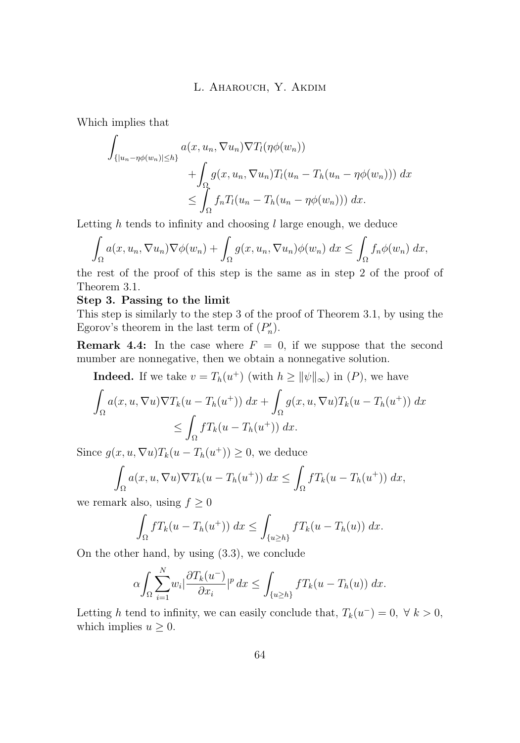Which implies that

$$\int_{\{|u_n-\eta\phi(w_n)|\leq h\}} a(x,u_n,\nabla u_n)\nabla T_l(\eta\phi(w_n)) + \int_\Omega g(x,u_n,\nabla u_n)T_l(u_n - T_h(u_n-\eta\phi(w_n)))\,dx \leq \int_\Omega f_n T_l(u_n - T_h(u_n-\eta\phi(w_n)))\,dx.$$

Letting $h$ tends to infinity and choosing $l$ large enough, we deduce

$$\int_\Omega a(x,u_n,\nabla u_n)\nabla\phi(w_n) + \int_\Omega g(x,u_n,\nabla u_n)\phi(w_n)\,dx \leq \int_\Omega f_n\phi(w_n)\,dx,$$

the rest of the proof of this step is the same as in step 2 of the proof of Theorem 3.1.

**Step 3. Passing to the limit**

This step is similarly to the step 3 of the proof of Theorem 3.1, by using the Egorov's theorem in the last term of $(P'_n)$.

**Remark 4.4:** In the case where $F = 0$, if we suppose that the second mumber are nonnegative, then we obtain a nonnegative solution.

**Indeed.** If we take $v = T_h(u^+)$ (with $h \geq \|\psi\|_\infty$) in $(P)$, we have

$$\int_\Omega a(x,u,\nabla u)\nabla T_k(u - T_h(u^+))\,dx + \int_\Omega g(x,u,\nabla u)T_k(u - T_h(u^+))\,dx \leq \int_\Omega f T_k(u - T_h(u^+))\,dx.$$

Since $g(x,u,\nabla u)T_k(u - T_h(u^+)) \geq 0$, we deduce

$$\int_\Omega a(x,u,\nabla u)\nabla T_k(u - T_h(u^+))\,dx \leq \int_\Omega f T_k(u - T_h(u^+))\,dx,$$

we remark also, using $f \geq 0$

$$\int_\Omega f T_k(u - T_h(u^+))\,dx \leq \int_{\{u\geq h\}} f T_k(u - T_h(u))\,dx.$$

On the other hand, by using (3.3), we conclude

$$\alpha\int_\Omega \sum_{i=1}^N w_i \left|\frac{\partial T_k(u^-)}{\partial x_i}\right|^p dx \leq \int_{\{u\geq h\}} f T_k(u - T_h(u))\,dx.$$

Letting $h$ tend to infinity, we can easily conclude that, $T_k(u^-) = 0,\ \forall\ k > 0$, which implies $u \geq 0$.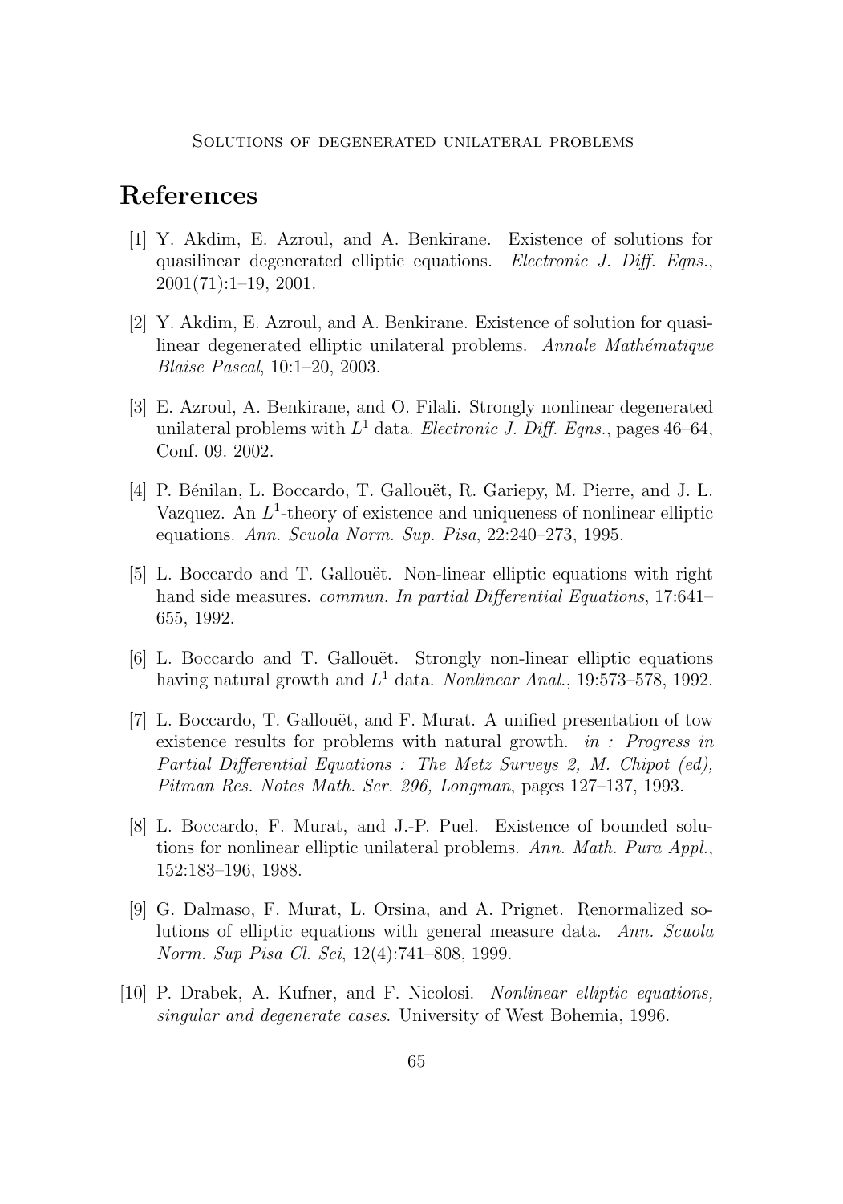# References

[1] Y. Akdim, E. Azroul, and A. Benkirane. Existence of solutions for quasilinear degenerated elliptic equations. *Electronic J. Diff. Eqns.*, 2001(71):1–19, 2001.

[2] Y. Akdim, E. Azroul, and A. Benkirane. Existence of solution for quasilinear degenerated elliptic unilateral problems. *Annale Mathématique Blaise Pascal*, 10:1–20, 2003.

[3] E. Azroul, A. Benkirane, and O. Filali. Strongly nonlinear degenerated unilateral problems with $L^1$ data. *Electronic J. Diff. Eqns.*, pages 46–64, Conf. 09. 2002.

[4] P. Bénilan, L. Boccardo, T. Gallouët, R. Gariepy, M. Pierre, and J. L. Vazquez. An $L^1$-theory of existence and uniqueness of nonlinear elliptic equations. *Ann. Scuola Norm. Sup. Pisa*, 22:240–273, 1995.

[5] L. Boccardo and T. Gallouët. Non-linear elliptic equations with right hand side measures. *commun. In partial Differential Equations*, 17:641–655, 1992.

[6] L. Boccardo and T. Gallouët. Strongly non-linear elliptic equations having natural growth and $L^1$ data. *Nonlinear Anal.*, 19:573–578, 1992.

[7] L. Boccardo, T. Gallouët, and F. Murat. A unified presentation of tow existence results for problems with natural growth. *in : Progress in Partial Differential Equations : The Metz Surveys 2, M. Chipot (ed), Pitman Res. Notes Math. Ser. 296, Longman*, pages 127–137, 1993.

[8] L. Boccardo, F. Murat, and J.-P. Puel. Existence of bounded solutions for nonlinear elliptic unilateral problems. *Ann. Math. Pura Appl.*, 152:183–196, 1988.

[9] G. Dalmaso, F. Murat, L. Orsina, and A. Prignet. Renormalized solutions of elliptic equations with general measure data. *Ann. Scuola Norm. Sup Pisa Cl. Sci*, 12(4):741–808, 1999.

[10] P. Drabek, A. Kufner, and F. Nicolosi. *Nonlinear elliptic equations, singular and degenerate cases*. University of West Bohemia, 1996.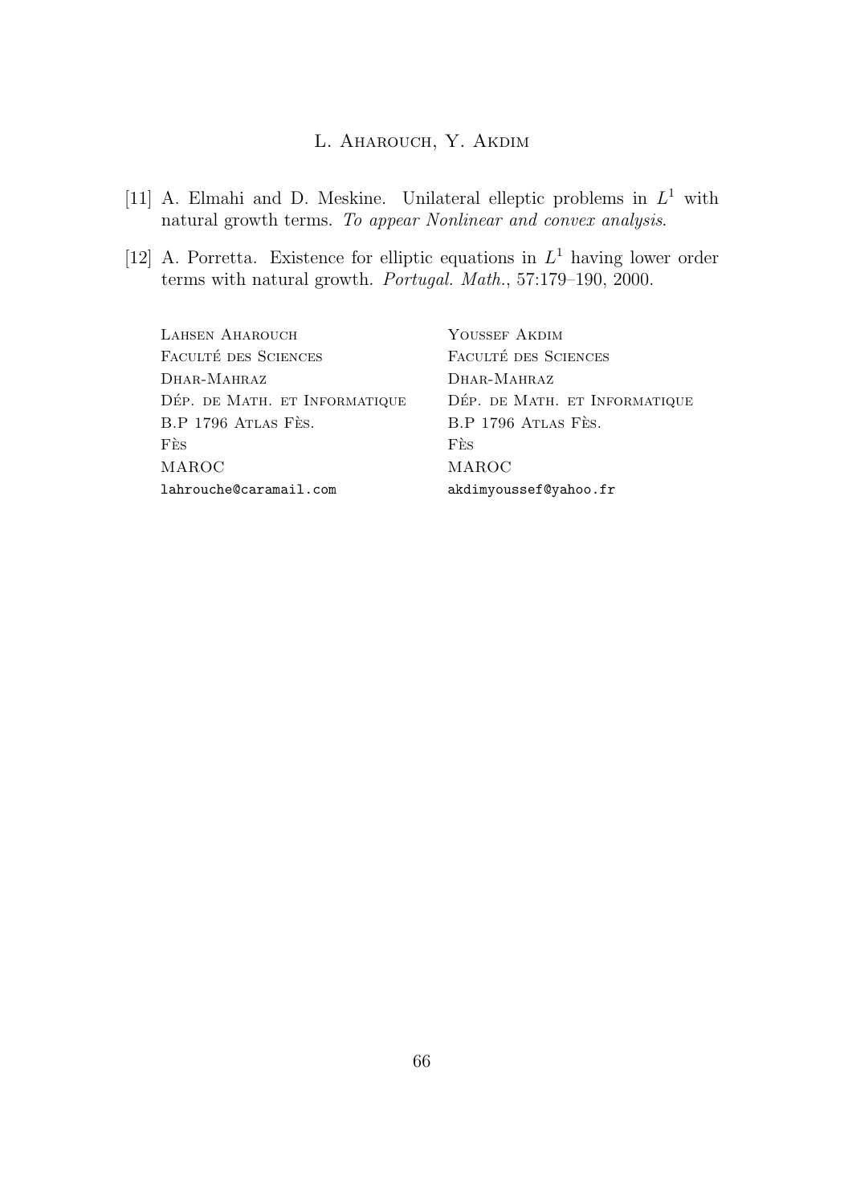[11] A. Elmahi and D. Meskine. Unilateral elleptic problems in $L^1$ with natural growth terms. *To appear Nonlinear and convex analysis*.

[12] A. Porretta. Existence for elliptic equations in $L^1$ having lower order terms with natural growth. *Portugal. Math.*, 57:179–190, 2000.

Lahsen Aharouch
Faculté des Sciences
Dhar-Mahraz
Dép. de Math. et Informatique
B.P 1796 Atlas Fès.
Fès
MAROC
lahrouche@caramail.com

Youssef Akdim
Faculté des Sciences
Dhar-Mahraz
Dép. de Math. et Informatique
B.P 1796 Atlas Fès.
Fès
MAROC
akdimyoussef@yahoo.fr